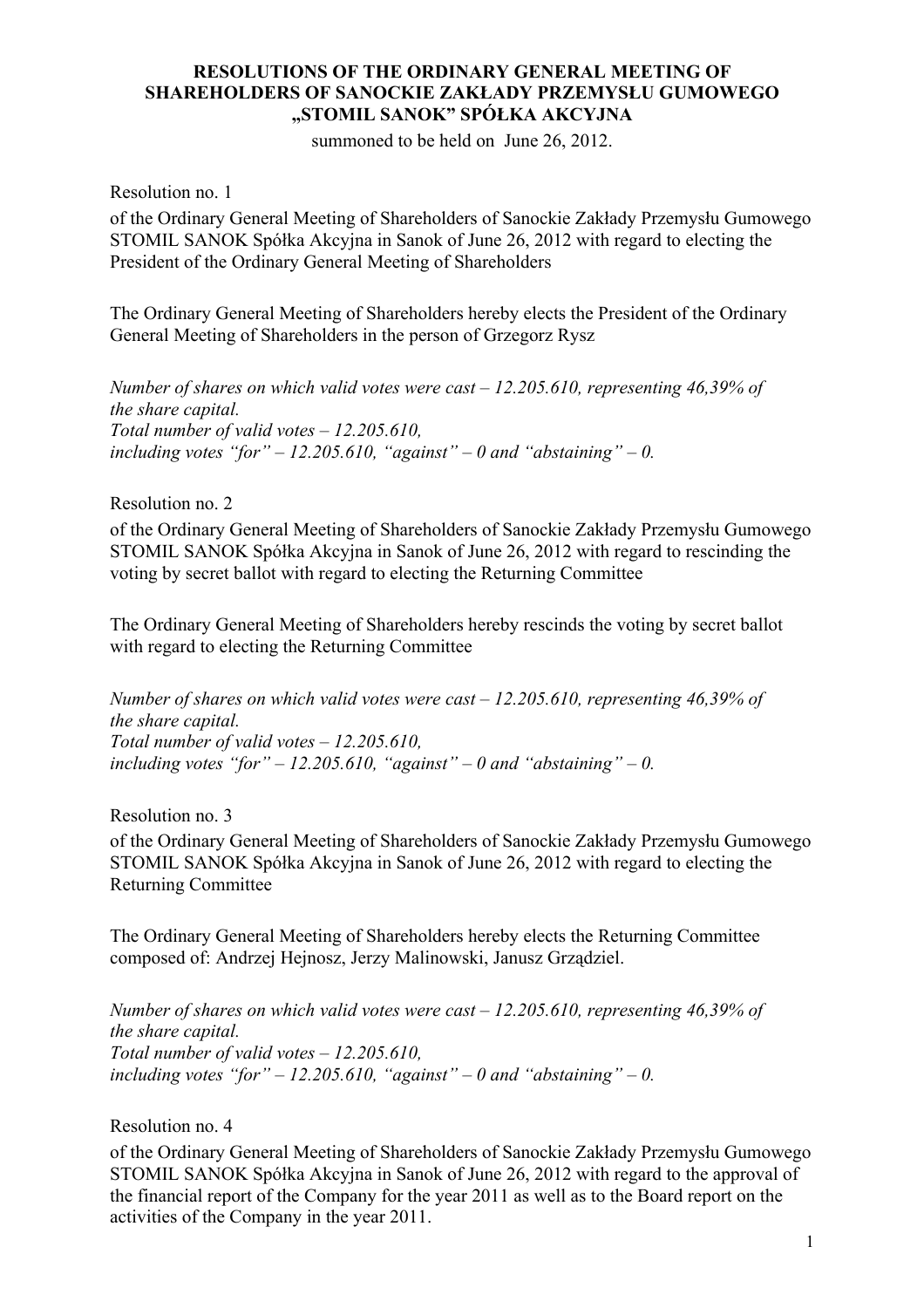# RESOLUTIONS OF THE ORDINARY GENERAL MEETING OF SHAREHOLDERS OF SANOCKIE ZAKŁADY PRZEMYSŁU GUMOWEGO „STOMIL SANOK" SPÓŁKA AKCYJNA

summoned to be held on June 26, 2012.

Resolution no. 1

of the Ordinary General Meeting of Shareholders of Sanockie Zakłady Przemysłu Gumowego STOMIL SANOK Spółka Akcyjna in Sanok of June 26, 2012 with regard to electing the President of the Ordinary General Meeting of Shareholders

The Ordinary General Meeting of Shareholders hereby elects the President of the Ordinary General Meeting of Shareholders in the person of Grzegorz Rysz

*Number of shares on which valid votes were cast – 12.205.610, representing 46,39% of the share capital.*
*Total number of valid votes – 12.205.610,*
*including votes "for" – 12.205.610, "against" – 0 and "abstaining" – 0.*

Resolution no. 2

of the Ordinary General Meeting of Shareholders of Sanockie Zakłady Przemysłu Gumowego STOMIL SANOK Spółka Akcyjna in Sanok of June 26, 2012 with regard to rescinding the voting by secret ballot with regard to electing the Returning Committee

The Ordinary General Meeting of Shareholders hereby rescinds the voting by secret ballot with regard to electing the Returning Committee

*Number of shares on which valid votes were cast – 12.205.610, representing 46,39% of the share capital.*
*Total number of valid votes – 12.205.610,*
*including votes "for" – 12.205.610, "against" – 0 and "abstaining" – 0.*

Resolution no. 3

of the Ordinary General Meeting of Shareholders of Sanockie Zakłady Przemysłu Gumowego STOMIL SANOK Spółka Akcyjna in Sanok of June 26, 2012 with regard to electing the Returning Committee

The Ordinary General Meeting of Shareholders hereby elects the Returning Committee composed of: Andrzej Hejnosz, Jerzy Malinowski, Janusz Grządziel.

*Number of shares on which valid votes were cast – 12.205.610, representing 46,39% of the share capital.*
*Total number of valid votes – 12.205.610,*
*including votes "for" – 12.205.610, "against" – 0 and "abstaining" – 0.*

Resolution no. 4

of the Ordinary General Meeting of Shareholders of Sanockie Zakłady Przemysłu Gumowego STOMIL SANOK Spółka Akcyjna in Sanok of June 26, 2012 with regard to the approval of the financial report of the Company for the year 2011 as well as to the Board report on the activities of the Company in the year 2011.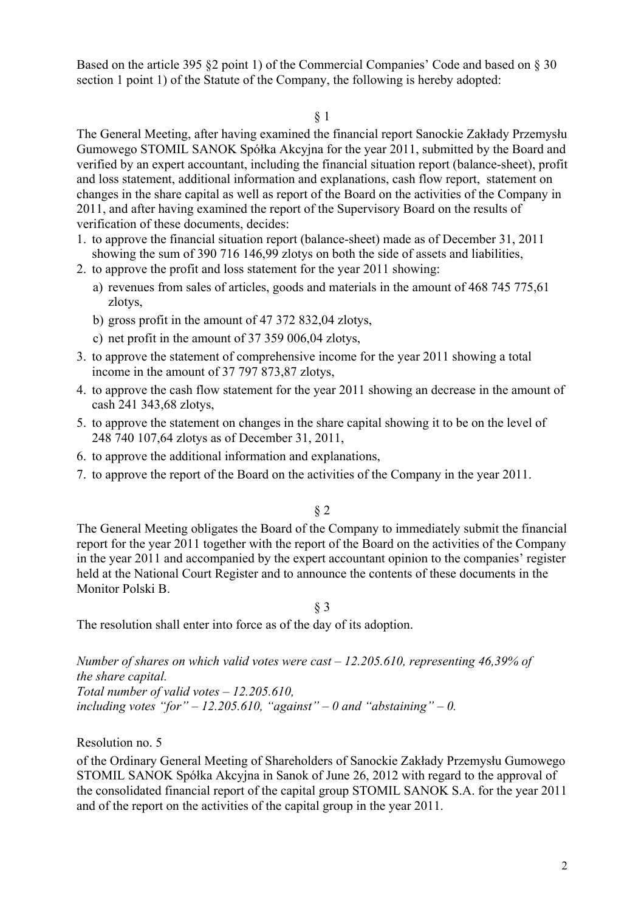Based on the article 395 §2 point 1) of the Commercial Companies' Code and based on § 30 section 1 point 1) of the Statute of the Company, the following is hereby adopted:

§ 1

The General Meeting, after having examined the financial report Sanockie Zakłady Przemysłu Gumowego STOMIL SANOK Spółka Akcyjna for the year 2011, submitted by the Board and verified by an expert accountant, including the financial situation report (balance-sheet), profit and loss statement, additional information and explanations, cash flow report, statement on changes in the share capital as well as report of the Board on the activities of the Company in 2011, and after having examined the report of the Supervisory Board on the results of verification of these documents, decides:

1. to approve the financial situation report (balance-sheet) made as of December 31, 2011 showing the sum of 390 716 146,99 zlotys on both the side of assets and liabilities,
2. to approve the profit and loss statement for the year 2011 showing:
   a) revenues from sales of articles, goods and materials in the amount of 468 745 775,61 zlotys,
   b) gross profit in the amount of 47 372 832,04 zlotys,
   c) net profit in the amount of 37 359 006,04 zlotys,
3. to approve the statement of comprehensive income for the year 2011 showing a total income in the amount of 37 797 873,87 zlotys,
4. to approve the cash flow statement for the year 2011 showing an decrease in the amount of cash 241 343,68 zlotys,
5. to approve the statement on changes in the share capital showing it to be on the level of 248 740 107,64 zlotys as of December 31, 2011,
6. to approve the additional information and explanations,
7. to approve the report of the Board on the activities of the Company in the year 2011.

§ 2

The General Meeting obligates the Board of the Company to immediately submit the financial report for the year 2011 together with the report of the Board on the activities of the Company in the year 2011 and accompanied by the expert accountant opinion to the companies' register held at the National Court Register and to announce the contents of these documents in the Monitor Polski B.

§ 3

The resolution shall enter into force as of the day of its adoption.

*Number of shares on which valid votes were cast – 12.205.610, representing 46,39% of the share capital.*
*Total number of valid votes – 12.205.610,*
*including votes "for" – 12.205.610, "against" – 0 and "abstaining" – 0.*

Resolution no. 5

of the Ordinary General Meeting of Shareholders of Sanockie Zakłady Przemysłu Gumowego STOMIL SANOK Spółka Akcyjna in Sanok of June 26, 2012 with regard to the approval of the consolidated financial report of the capital group STOMIL SANOK S.A. for the year 2011 and of the report on the activities of the capital group in the year 2011.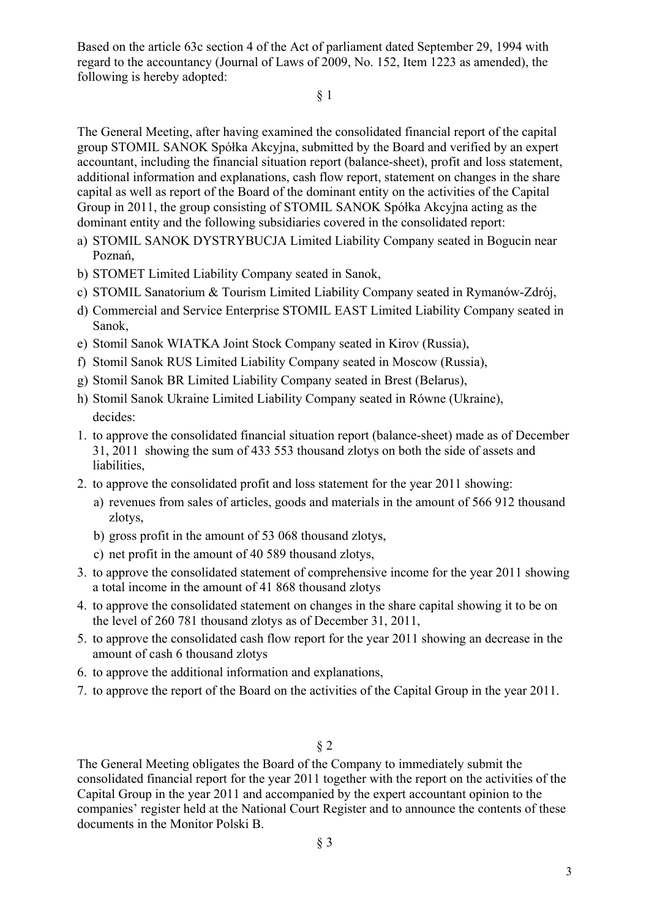Based on the article 63c section 4 of the Act of parliament dated September 29, 1994 with regard to the accountancy (Journal of Laws of 2009, No. 152, Item 1223 as amended), the following is hereby adopted:

§ 1

The General Meeting, after having examined the consolidated financial report of the capital group STOMIL SANOK Spółka Akcyjna, submitted by the Board and verified by an expert accountant, including the financial situation report (balance-sheet), profit and loss statement, additional information and explanations, cash flow report, statement on changes in the share capital as well as report of the Board of the dominant entity on the activities of the Capital Group in 2011, the group consisting of STOMIL SANOK Spółka Akcyjna acting as the dominant entity and the following subsidiaries covered in the consolidated report:

a) STOMIL SANOK DYSTRYBUCJA Limited Liability Company seated in Bogucin near Poznań,
b) STOMET Limited Liability Company seated in Sanok,
c) STOMIL Sanatorium & Tourism Limited Liability Company seated in Rymanów-Zdrój,
d) Commercial and Service Enterprise STOMIL EAST Limited Liability Company seated in Sanok,
e) Stomil Sanok WIATKA Joint Stock Company seated in Kirov (Russia),
f) Stomil Sanok RUS Limited Liability Company seated in Moscow (Russia),
g) Stomil Sanok BR Limited Liability Company seated in Brest (Belarus),
h) Stomil Sanok Ukraine Limited Liability Company seated in Równe (Ukraine),

decides:

1. to approve the consolidated financial situation report (balance-sheet) made as of December 31, 2011 showing the sum of 433 553 thousand zlotys on both the side of assets and liabilities,
2. to approve the consolidated profit and loss statement for the year 2011 showing:
   a) revenues from sales of articles, goods and materials in the amount of 566 912 thousand zlotys,
   b) gross profit in the amount of 53 068 thousand zlotys,
   c) net profit in the amount of 40 589 thousand zlotys,
3. to approve the consolidated statement of comprehensive income for the year 2011 showing a total income in the amount of 41 868 thousand zlotys
4. to approve the consolidated statement on changes in the share capital showing it to be on the level of 260 781 thousand zlotys as of December 31, 2011,
5. to approve the consolidated cash flow report for the year 2011 showing an decrease in the amount of cash 6 thousand zlotys
6. to approve the additional information and explanations,
7. to approve the report of the Board on the activities of the Capital Group in the year 2011.

§ 2

The General Meeting obligates the Board of the Company to immediately submit the consolidated financial report for the year 2011 together with the report on the activities of the Capital Group in the year 2011 and accompanied by the expert accountant opinion to the companies' register held at the National Court Register and to announce the contents of these documents in the Monitor Polski B.

§ 3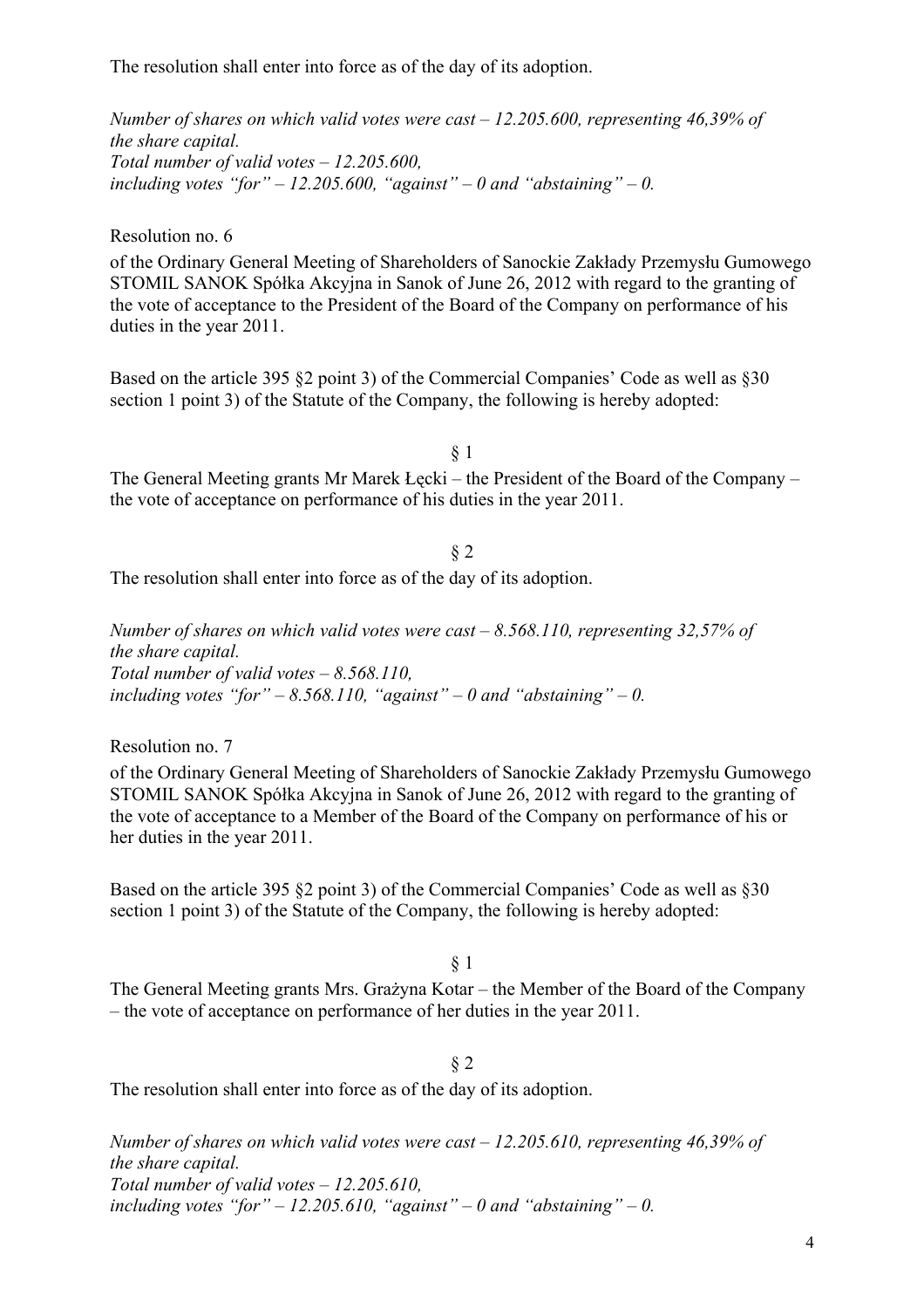The resolution shall enter into force as of the day of its adoption.

*Number of shares on which valid votes were cast – 12.205.600, representing 46,39% of the share capital.*
*Total number of valid votes – 12.205.600,*
*including votes "for" – 12.205.600, "against" – 0 and "abstaining" – 0.*

Resolution no. 6

of the Ordinary General Meeting of Shareholders of Sanockie Zakłady Przemysłu Gumowego STOMIL SANOK Spółka Akcyjna in Sanok of June 26, 2012 with regard to the granting of the vote of acceptance to the President of the Board of the Company on performance of his duties in the year 2011.

Based on the article 395 §2 point 3) of the Commercial Companies' Code as well as §30 section 1 point 3) of the Statute of the Company, the following is hereby adopted:

§ 1

The General Meeting grants Mr Marek Łęcki – the President of the Board of the Company – the vote of acceptance on performance of his duties in the year 2011.

§ 2

The resolution shall enter into force as of the day of its adoption.

*Number of shares on which valid votes were cast – 8.568.110, representing 32,57% of the share capital.*
*Total number of valid votes – 8.568.110,*
*including votes "for" – 8.568.110, "against" – 0 and "abstaining" – 0.*

Resolution no. 7

of the Ordinary General Meeting of Shareholders of Sanockie Zakłady Przemysłu Gumowego STOMIL SANOK Spółka Akcyjna in Sanok of June 26, 2012 with regard to the granting of the vote of acceptance to a Member of the Board of the Company on performance of his or her duties in the year 2011.

Based on the article 395 §2 point 3) of the Commercial Companies' Code as well as §30 section 1 point 3) of the Statute of the Company, the following is hereby adopted:

§ 1

The General Meeting grants Mrs. Grażyna Kotar – the Member of the Board of the Company – the vote of acceptance on performance of her duties in the year 2011.

§ 2

The resolution shall enter into force as of the day of its adoption.

*Number of shares on which valid votes were cast – 12.205.610, representing 46,39% of the share capital.*
*Total number of valid votes – 12.205.610,*
*including votes "for" – 12.205.610, "against" – 0 and "abstaining" – 0.*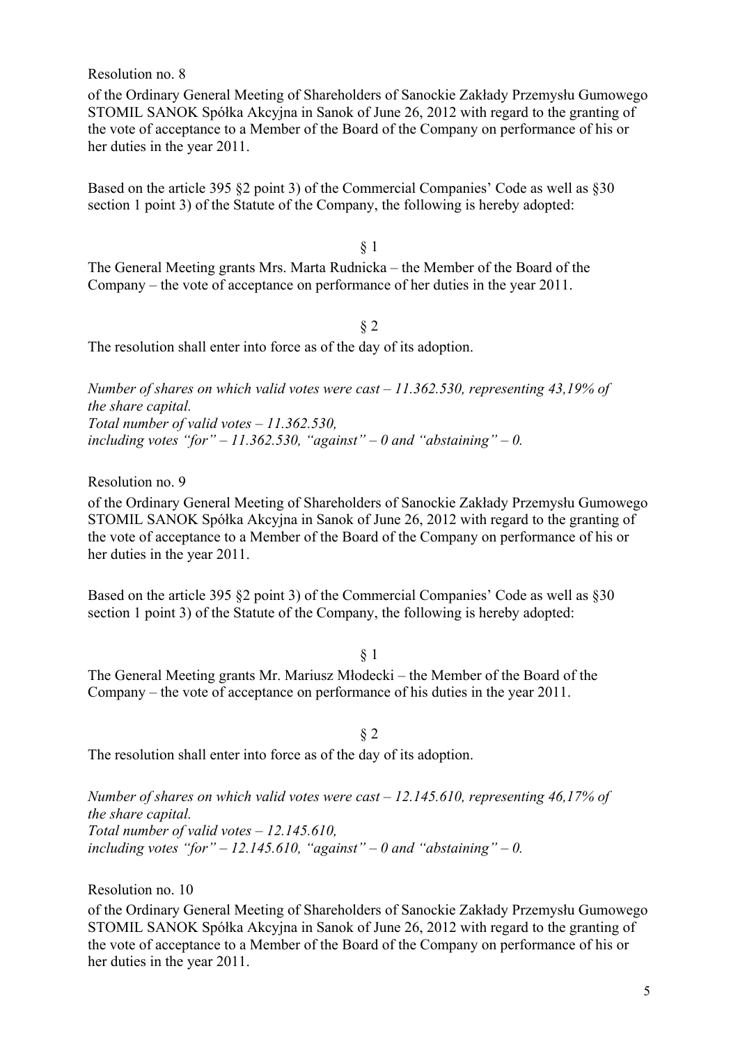Resolution no. 8

of the Ordinary General Meeting of Shareholders of Sanockie Zakłady Przemysłu Gumowego STOMIL SANOK Spółka Akcyjna in Sanok of June 26, 2012 with regard to the granting of the vote of acceptance to a Member of the Board of the Company on performance of his or her duties in the year 2011.

Based on the article 395 §2 point 3) of the Commercial Companies' Code as well as §30 section 1 point 3) of the Statute of the Company, the following is hereby adopted:

§ 1

The General Meeting grants Mrs. Marta Rudnicka – the Member of the Board of the Company – the vote of acceptance on performance of her duties in the year 2011.

§ 2

The resolution shall enter into force as of the day of its adoption.

*Number of shares on which valid votes were cast – 11.362.530, representing 43,19% of the share capital.*
*Total number of valid votes – 11.362.530,*
*including votes "for" – 11.362.530, "against" – 0 and "abstaining" – 0.*

Resolution no. 9

of the Ordinary General Meeting of Shareholders of Sanockie Zakłady Przemysłu Gumowego STOMIL SANOK Spółka Akcyjna in Sanok of June 26, 2012 with regard to the granting of the vote of acceptance to a Member of the Board of the Company on performance of his or her duties in the year 2011.

Based on the article 395 §2 point 3) of the Commercial Companies' Code as well as §30 section 1 point 3) of the Statute of the Company, the following is hereby adopted:

§ 1

The General Meeting grants Mr. Mariusz Młodecki – the Member of the Board of the Company – the vote of acceptance on performance of his duties in the year 2011.

§ 2

The resolution shall enter into force as of the day of its adoption.

*Number of shares on which valid votes were cast – 12.145.610, representing 46,17% of the share capital.*
*Total number of valid votes – 12.145.610,*
*including votes "for" – 12.145.610, "against" – 0 and "abstaining" – 0.*

Resolution no. 10

of the Ordinary General Meeting of Shareholders of Sanockie Zakłady Przemysłu Gumowego STOMIL SANOK Spółka Akcyjna in Sanok of June 26, 2012 with regard to the granting of the vote of acceptance to a Member of the Board of the Company on performance of his or her duties in the year 2011.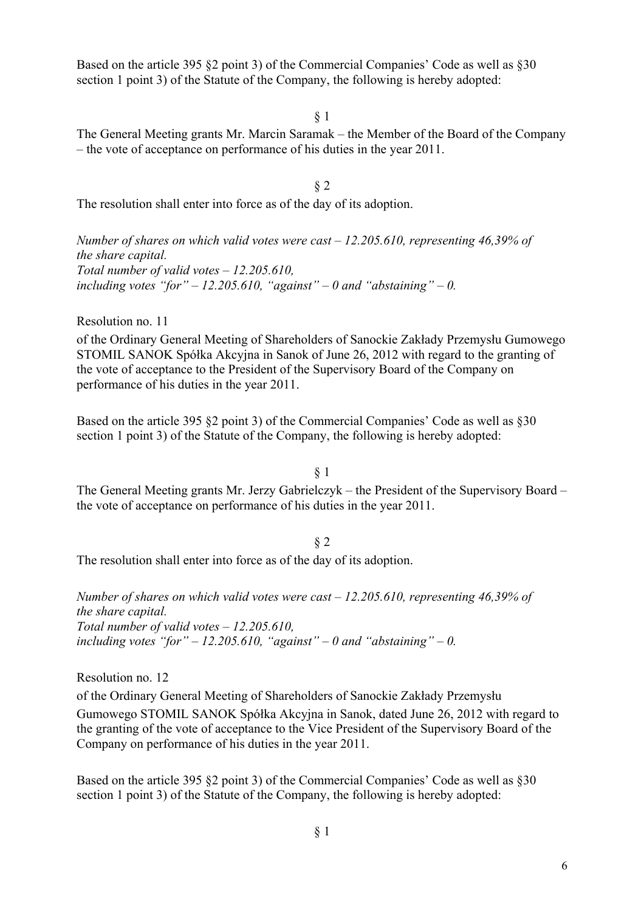Based on the article 395 §2 point 3) of the Commercial Companies' Code as well as §30 section 1 point 3) of the Statute of the Company, the following is hereby adopted:

§ 1

The General Meeting grants Mr. Marcin Saramak – the Member of the Board of the Company – the vote of acceptance on performance of his duties in the year 2011.

§ 2

The resolution shall enter into force as of the day of its adoption.

*Number of shares on which valid votes were cast – 12.205.610, representing 46,39% of the share capital.*
*Total number of valid votes – 12.205.610,*
*including votes "for" – 12.205.610, "against" – 0 and "abstaining" – 0.*

Resolution no. 11

of the Ordinary General Meeting of Shareholders of Sanockie Zakłady Przemysłu Gumowego STOMIL SANOK Spółka Akcyjna in Sanok of June 26, 2012 with regard to the granting of the vote of acceptance to the President of the Supervisory Board of the Company on performance of his duties in the year 2011.

Based on the article 395 §2 point 3) of the Commercial Companies' Code as well as §30 section 1 point 3) of the Statute of the Company, the following is hereby adopted:

§ 1

The General Meeting grants Mr. Jerzy Gabrielczyk – the President of the Supervisory Board – the vote of acceptance on performance of his duties in the year 2011.

§ 2

The resolution shall enter into force as of the day of its adoption.

*Number of shares on which valid votes were cast – 12.205.610, representing 46,39% of the share capital.*
*Total number of valid votes – 12.205.610,*
*including votes "for" – 12.205.610, "against" – 0 and "abstaining" – 0.*

Resolution no. 12

of the Ordinary General Meeting of Shareholders of Sanockie Zakłady Przemysłu Gumowego STOMIL SANOK Spółka Akcyjna in Sanok, dated June 26, 2012 with regard to the granting of the vote of acceptance to the Vice President of the Supervisory Board of the Company on performance of his duties in the year 2011.

Based on the article 395 §2 point 3) of the Commercial Companies' Code as well as §30 section 1 point 3) of the Statute of the Company, the following is hereby adopted:

§ 1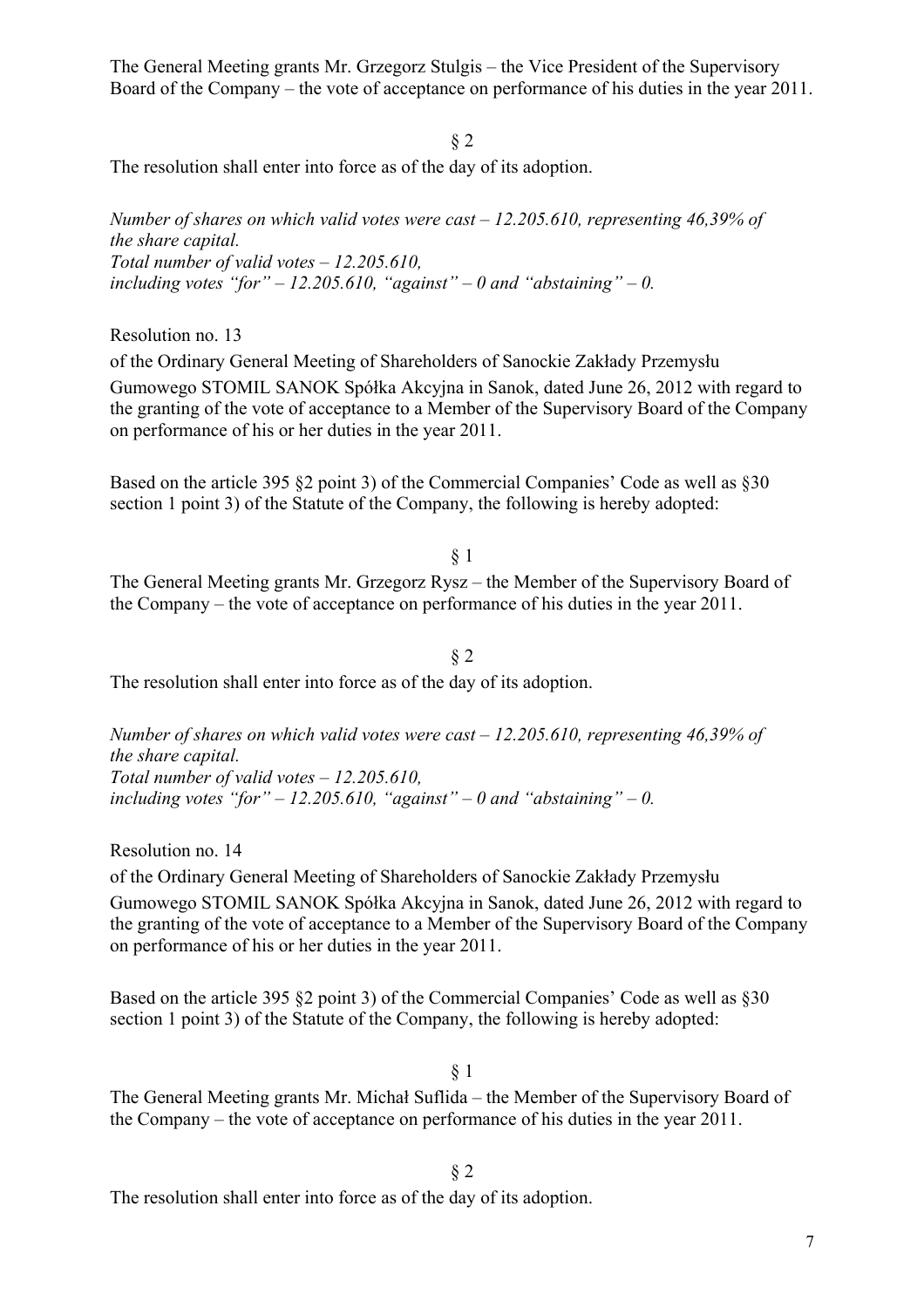The General Meeting grants Mr. Grzegorz Stulgis – the Vice President of the Supervisory Board of the Company – the vote of acceptance on performance of his duties in the year 2011.

§ 2

The resolution shall enter into force as of the day of its adoption.

*Number of shares on which valid votes were cast – 12.205.610, representing 46,39% of the share capital.*
*Total number of valid votes – 12.205.610,*
*including votes "for" – 12.205.610, "against" – 0 and "abstaining" – 0.*

Resolution no. 13

of the Ordinary General Meeting of Shareholders of Sanockie Zakłady Przemysłu Gumowego STOMIL SANOK Spółka Akcyjna in Sanok, dated June 26, 2012 with regard to the granting of the vote of acceptance to a Member of the Supervisory Board of the Company on performance of his or her duties in the year 2011.

Based on the article 395 §2 point 3) of the Commercial Companies' Code as well as §30 section 1 point 3) of the Statute of the Company, the following is hereby adopted:

§ 1

The General Meeting grants Mr. Grzegorz Rysz – the Member of the Supervisory Board of the Company – the vote of acceptance on performance of his duties in the year 2011.

§ 2

The resolution shall enter into force as of the day of its adoption.

*Number of shares on which valid votes were cast – 12.205.610, representing 46,39% of the share capital.*
*Total number of valid votes – 12.205.610,*
*including votes "for" – 12.205.610, "against" – 0 and "abstaining" – 0.*

Resolution no. 14

of the Ordinary General Meeting of Shareholders of Sanockie Zakłady Przemysłu Gumowego STOMIL SANOK Spółka Akcyjna in Sanok, dated June 26, 2012 with regard to the granting of the vote of acceptance to a Member of the Supervisory Board of the Company on performance of his or her duties in the year 2011.

Based on the article 395 §2 point 3) of the Commercial Companies' Code as well as §30 section 1 point 3) of the Statute of the Company, the following is hereby adopted:

§ 1

The General Meeting grants Mr. Michał Suflida – the Member of the Supervisory Board of the Company – the vote of acceptance on performance of his duties in the year 2011.

§ 2

The resolution shall enter into force as of the day of its adoption.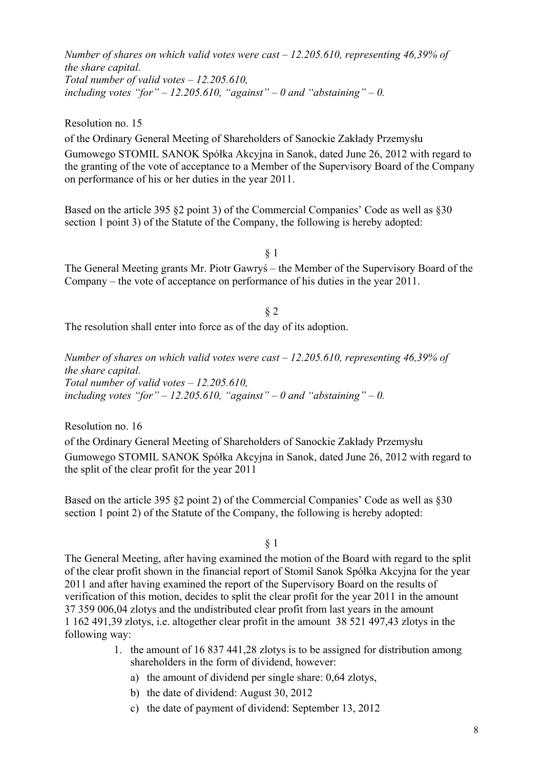*Number of shares on which valid votes were cast – 12.205.610, representing 46,39% of the share capital.*
*Total number of valid votes – 12.205.610,*
*including votes "for" – 12.205.610, "against" – 0 and "abstaining" – 0.*

Resolution no. 15

of the Ordinary General Meeting of Shareholders of Sanockie Zakłady Przemysłu Gumowego STOMIL SANOK Spółka Akcyjna in Sanok, dated June 26, 2012 with regard to the granting of the vote of acceptance to a Member of the Supervisory Board of the Company on performance of his or her duties in the year 2011.

Based on the article 395 §2 point 3) of the Commercial Companies' Code as well as §30 section 1 point 3) of the Statute of the Company, the following is hereby adopted:

§ 1

The General Meeting grants Mr. Piotr Gawryś – the Member of the Supervisory Board of the Company – the vote of acceptance on performance of his duties in the year 2011.

§ 2

The resolution shall enter into force as of the day of its adoption.

*Number of shares on which valid votes were cast – 12.205.610, representing 46,39% of the share capital.*
*Total number of valid votes – 12.205.610,*
*including votes "for" – 12.205.610, "against" – 0 and "abstaining" – 0.*

Resolution no. 16

of the Ordinary General Meeting of Shareholders of Sanockie Zakłady Przemysłu Gumowego STOMIL SANOK Spółka Akcyjna in Sanok, dated June 26, 2012 with regard to the split of the clear profit for the year 2011

Based on the article 395 §2 point 2) of the Commercial Companies' Code as well as §30 section 1 point 2) of the Statute of the Company, the following is hereby adopted:

§ 1

The General Meeting, after having examined the motion of the Board with regard to the split of the clear profit shown in the financial report of Stomil Sanok Spółka Akcyjna for the year 2011 and after having examined the report of the Supervisory Board on the results of verification of this motion, decides to split the clear profit for the year 2011 in the amount 37 359 006,04 zlotys and the undistributed clear profit from last years in the amount 1 162 491,39 zlotys, i.e. altogether clear profit in the amount 38 521 497,43 zlotys in the following way:

1. the amount of 16 837 441,28 zlotys is to be assigned for distribution among shareholders in the form of dividend, however:
   a) the amount of dividend per single share: 0,64 zlotys,
   b) the date of dividend: August 30, 2012
   c) the date of payment of dividend: September 13, 2012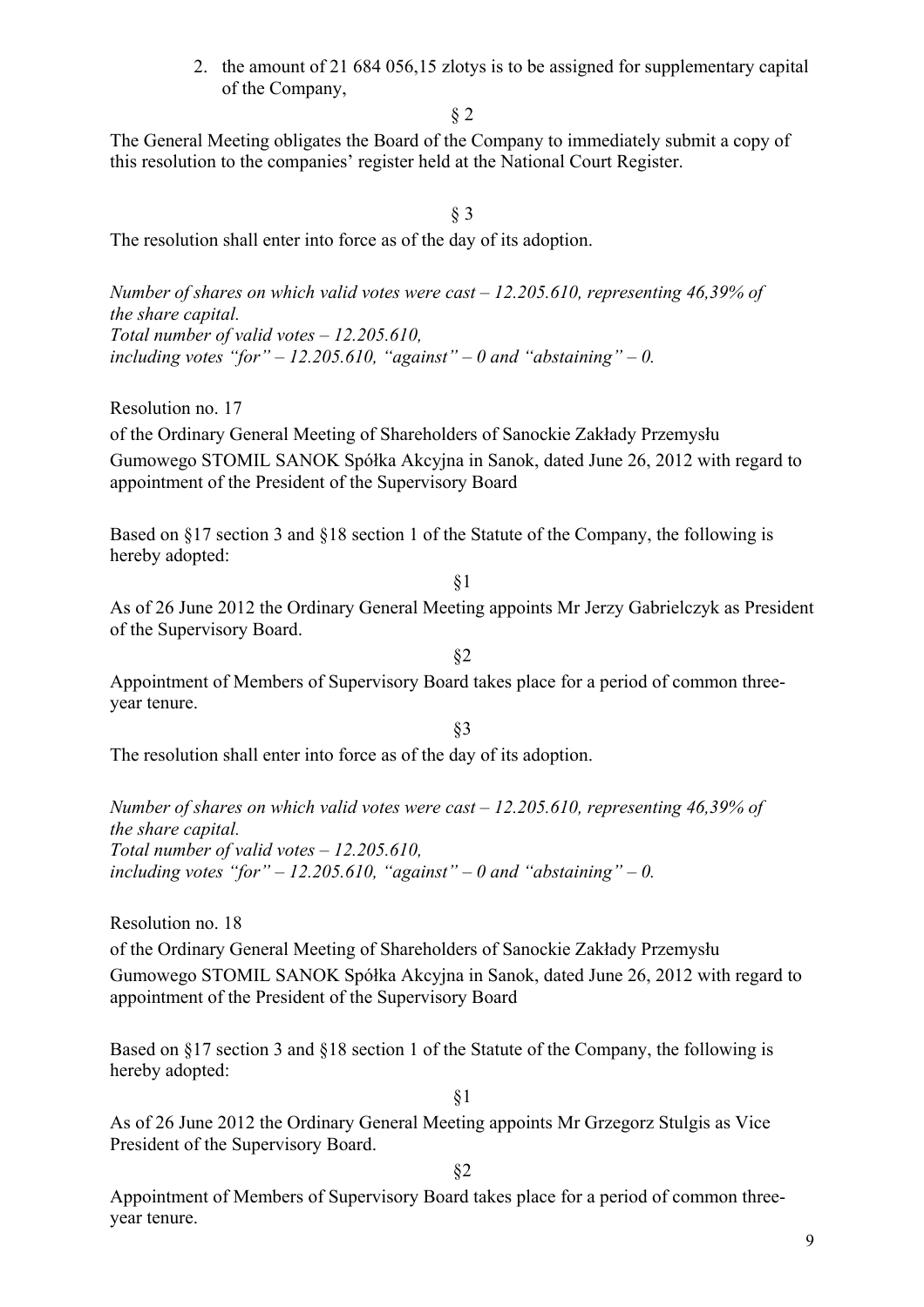2. the amount of 21 684 056,15 zlotys is to be assigned for supplementary capital of the Company,

§ 2

The General Meeting obligates the Board of the Company to immediately submit a copy of this resolution to the companies' register held at the National Court Register.

§ 3

The resolution shall enter into force as of the day of its adoption.

*Number of shares on which valid votes were cast – 12.205.610, representing 46,39% of the share capital.*
*Total number of valid votes – 12.205.610,*
*including votes "for" – 12.205.610, "against" – 0 and "abstaining" – 0.*

Resolution no. 17

of the Ordinary General Meeting of Shareholders of Sanockie Zakłady Przemysłu Gumowego STOMIL SANOK Spółka Akcyjna in Sanok, dated June 26, 2012 with regard to appointment of the President of the Supervisory Board

Based on §17 section 3 and §18 section 1 of the Statute of the Company, the following is hereby adopted:

§1

As of 26 June 2012 the Ordinary General Meeting appoints Mr Jerzy Gabrielczyk as President of the Supervisory Board.

§2

Appointment of Members of Supervisory Board takes place for a period of common three-year tenure.

§3

The resolution shall enter into force as of the day of its adoption.

*Number of shares on which valid votes were cast – 12.205.610, representing 46,39% of the share capital.*
*Total number of valid votes – 12.205.610,*
*including votes "for" – 12.205.610, "against" – 0 and "abstaining" – 0.*

Resolution no. 18

of the Ordinary General Meeting of Shareholders of Sanockie Zakłady Przemysłu Gumowego STOMIL SANOK Spółka Akcyjna in Sanok, dated June 26, 2012 with regard to appointment of the President of the Supervisory Board

Based on §17 section 3 and §18 section 1 of the Statute of the Company, the following is hereby adopted:

§1

As of 26 June 2012 the Ordinary General Meeting appoints Mr Grzegorz Stulgis as Vice President of the Supervisory Board.

§2

Appointment of Members of Supervisory Board takes place for a period of common three-year tenure.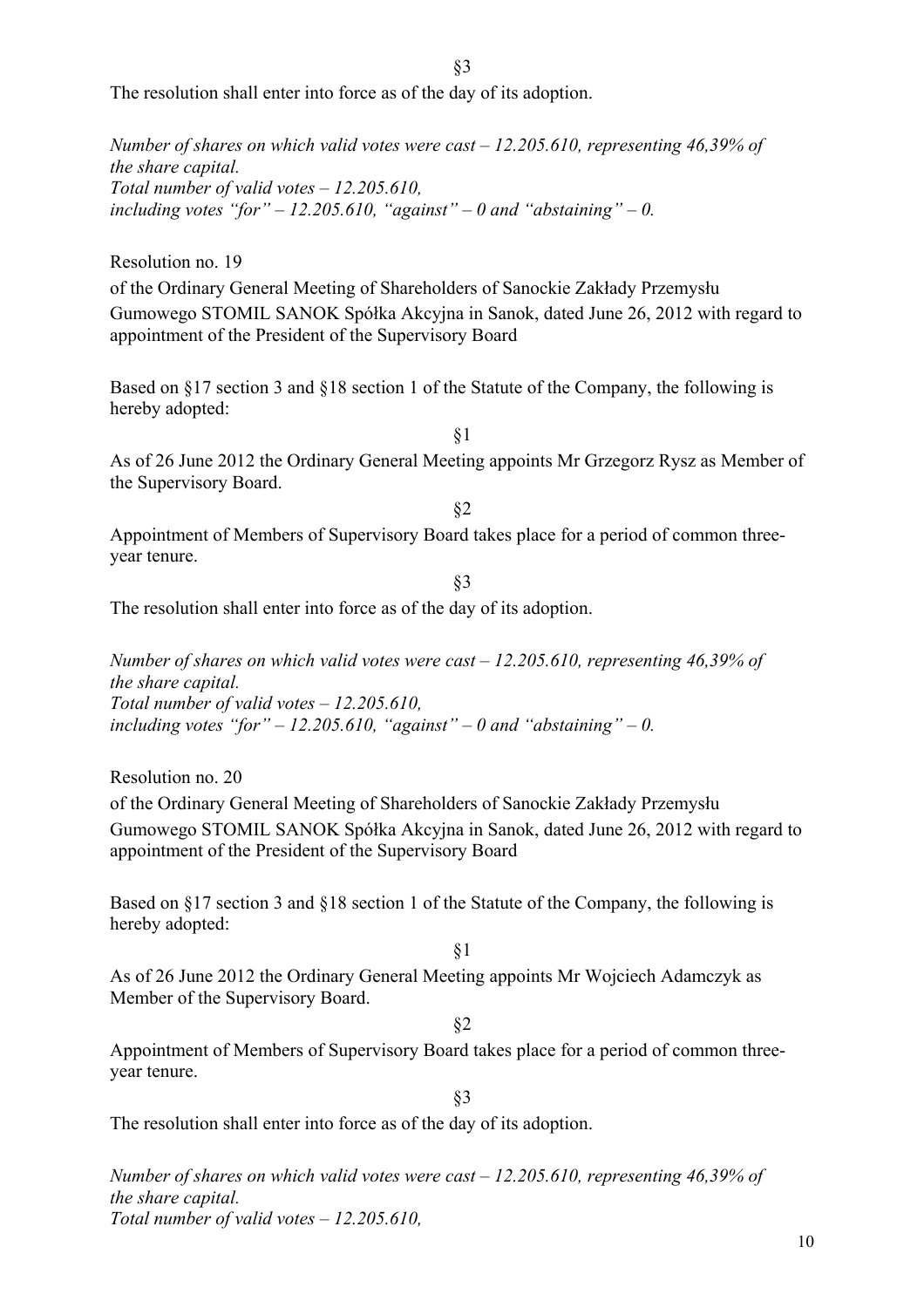§3

The resolution shall enter into force as of the day of its adoption.

*Number of shares on which valid votes were cast – 12.205.610, representing 46,39% of the share capital.*
*Total number of valid votes – 12.205.610,*
*including votes "for" – 12.205.610, "against" – 0 and "abstaining" – 0.*

Resolution no. 19

of the Ordinary General Meeting of Shareholders of Sanockie Zakłady Przemysłu Gumowego STOMIL SANOK Spółka Akcyjna in Sanok, dated June 26, 2012 with regard to appointment of the President of the Supervisory Board

Based on §17 section 3 and §18 section 1 of the Statute of the Company, the following is hereby adopted:

§1

As of 26 June 2012 the Ordinary General Meeting appoints Mr Grzegorz Rysz as Member of the Supervisory Board.

§2

Appointment of Members of Supervisory Board takes place for a period of common three-year tenure.

§3

The resolution shall enter into force as of the day of its adoption.

*Number of shares on which valid votes were cast – 12.205.610, representing 46,39% of the share capital.*
*Total number of valid votes – 12.205.610,*
*including votes "for" – 12.205.610, "against" – 0 and "abstaining" – 0.*

Resolution no. 20

of the Ordinary General Meeting of Shareholders of Sanockie Zakłady Przemysłu Gumowego STOMIL SANOK Spółka Akcyjna in Sanok, dated June 26, 2012 with regard to appointment of the President of the Supervisory Board

Based on §17 section 3 and §18 section 1 of the Statute of the Company, the following is hereby adopted:

§1

As of 26 June 2012 the Ordinary General Meeting appoints Mr Wojciech Adamczyk as Member of the Supervisory Board.

§2

Appointment of Members of Supervisory Board takes place for a period of common three-year tenure.

§3

The resolution shall enter into force as of the day of its adoption.

*Number of shares on which valid votes were cast – 12.205.610, representing 46,39% of the share capital.*
*Total number of valid votes – 12.205.610,*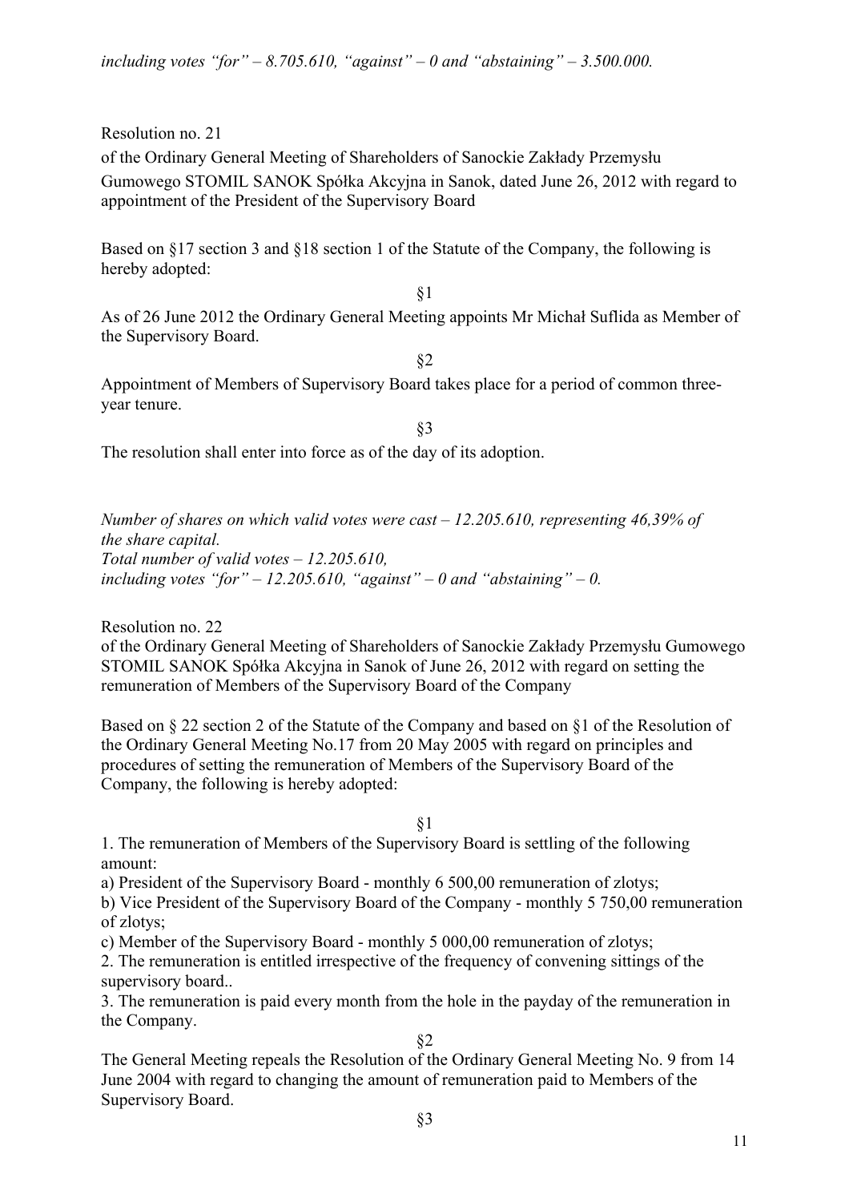*including votes "for" – 8.705.610, "against" – 0 and "abstaining" – 3.500.000.*

Resolution no. 21

of the Ordinary General Meeting of Shareholders of Sanockie Zakłady Przemysłu Gumowego STOMIL SANOK Spółka Akcyjna in Sanok, dated June 26, 2012 with regard to appointment of the President of the Supervisory Board

Based on §17 section 3 and §18 section 1 of the Statute of the Company, the following is hereby adopted:

§1

As of 26 June 2012 the Ordinary General Meeting appoints Mr Michał Suflida as Member of the Supervisory Board.

§2

Appointment of Members of Supervisory Board takes place for a period of common three-year tenure.

§3

The resolution shall enter into force as of the day of its adoption.

*Number of shares on which valid votes were cast – 12.205.610, representing 46,39% of the share capital.*
*Total number of valid votes – 12.205.610,*
*including votes "for" – 12.205.610, "against" – 0 and "abstaining" – 0.*

Resolution no. 22

of the Ordinary General Meeting of Shareholders of Sanockie Zakłady Przemysłu Gumowego STOMIL SANOK Spółka Akcyjna in Sanok of June 26, 2012 with regard on setting the remuneration of Members of the Supervisory Board of the Company

Based on § 22 section 2 of the Statute of the Company and based on §1 of the Resolution of the Ordinary General Meeting No.17 from 20 May 2005 with regard on principles and procedures of setting the remuneration of Members of the Supervisory Board of the Company, the following is hereby adopted:

§1

1. The remuneration of Members of the Supervisory Board is settling of the following amount:

a) President of the Supervisory Board - monthly 6 500,00 remuneration of zlotys;

b) Vice President of the Supervisory Board of the Company - monthly 5 750,00 remuneration of zlotys;

c) Member of the Supervisory Board - monthly 5 000,00 remuneration of zlotys;

2. The remuneration is entitled irrespective of the frequency of convening sittings of the supervisory board..

3. The remuneration is paid every month from the hole in the payday of the remuneration in the Company.

§2

The General Meeting repeals the Resolution of the Ordinary General Meeting No. 9 from 14 June 2004 with regard to changing the amount of remuneration paid to Members of the Supervisory Board.

§3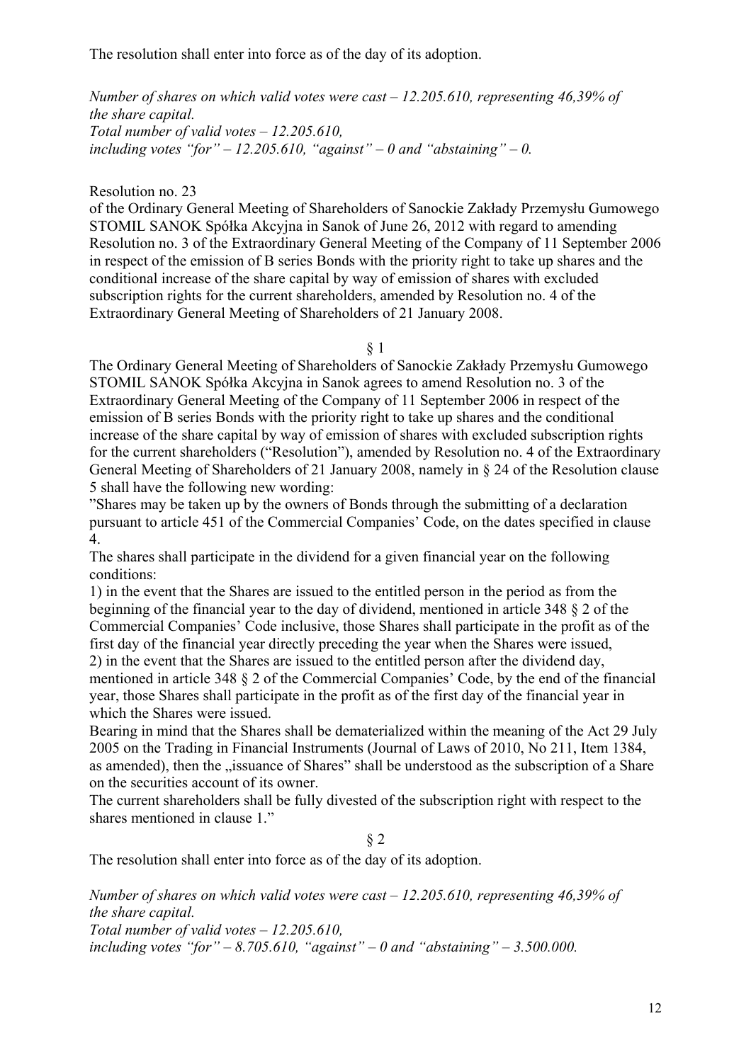The resolution shall enter into force as of the day of its adoption.

*Number of shares on which valid votes were cast – 12.205.610, representing 46,39% of the share capital.*
*Total number of valid votes – 12.205.610,*
*including votes "for" – 12.205.610, "against" – 0 and "abstaining" – 0.*

Resolution no. 23
of the Ordinary General Meeting of Shareholders of Sanockie Zakłady Przemysłu Gumowego STOMIL SANOK Spółka Akcyjna in Sanok of June 26, 2012 with regard to amending Resolution no. 3 of the Extraordinary General Meeting of the Company of 11 September 2006 in respect of the emission of B series Bonds with the priority right to take up shares and the conditional increase of the share capital by way of emission of shares with excluded subscription rights for the current shareholders, amended by Resolution no. 4 of the Extraordinary General Meeting of Shareholders of 21 January 2008.

§ 1

The Ordinary General Meeting of Shareholders of Sanockie Zakłady Przemysłu Gumowego STOMIL SANOK Spółka Akcyjna in Sanok agrees to amend Resolution no. 3 of the Extraordinary General Meeting of the Company of 11 September 2006 in respect of the emission of B series Bonds with the priority right to take up shares and the conditional increase of the share capital by way of emission of shares with excluded subscription rights for the current shareholders ("Resolution"), amended by Resolution no. 4 of the Extraordinary General Meeting of Shareholders of 21 January 2008, namely in § 24 of the Resolution clause 5 shall have the following new wording:

"Shares may be taken up by the owners of Bonds through the submitting of a declaration pursuant to article 451 of the Commercial Companies' Code, on the dates specified in clause 4.

The shares shall participate in the dividend for a given financial year on the following conditions:

1) in the event that the Shares are issued to the entitled person in the period as from the beginning of the financial year to the day of dividend, mentioned in article 348 § 2 of the Commercial Companies' Code inclusive, those Shares shall participate in the profit as of the first day of the financial year directly preceding the year when the Shares were issued,

2) in the event that the Shares are issued to the entitled person after the dividend day, mentioned in article 348 § 2 of the Commercial Companies' Code, by the end of the financial year, those Shares shall participate in the profit as of the first day of the financial year in which the Shares were issued.

Bearing in mind that the Shares shall be dematerialized within the meaning of the Act 29 July 2005 on the Trading in Financial Instruments (Journal of Laws of 2010, No 211, Item 1384, as amended), then the „issuance of Shares" shall be understood as the subscription of a Share on the securities account of its owner.

The current shareholders shall be fully divested of the subscription right with respect to the shares mentioned in clause 1."

§ 2

The resolution shall enter into force as of the day of its adoption.

*Number of shares on which valid votes were cast – 12.205.610, representing 46,39% of the share capital.*
*Total number of valid votes – 12.205.610,*
*including votes "for" – 8.705.610, "against" – 0 and "abstaining" – 3.500.000.*